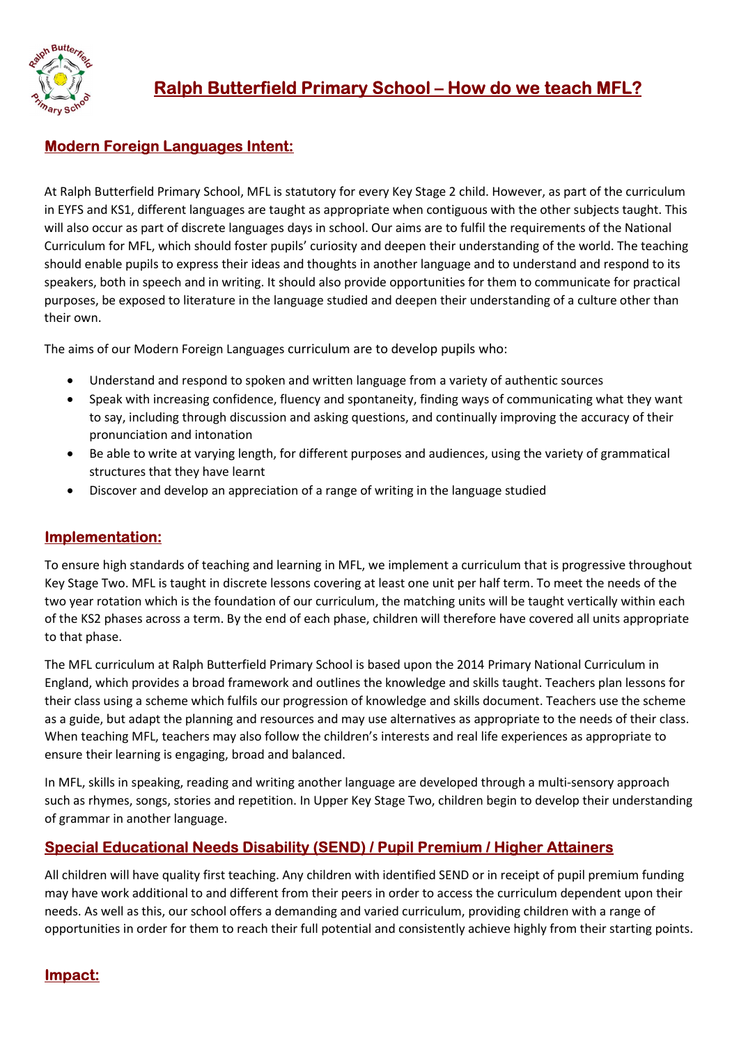# Ralph Butterfield Primary School – How do we teach MFL?

## Modern Foreign Languages Intent:

At Ralph Butterfield Primary School, MFL is statutory for every Key Stage 2 child. However, as part of the curriculum in EYFS and KS1, different languages are taught as appropriate when contiguous with the other subjects taught. This will also occur as part of discrete languages days in school. Our aims are to fulfil the requirements of the National Curriculum for MFL, which should foster pupils' curiosity and deepen their understanding of the world. The teaching should enable pupils to express their ideas and thoughts in another language and to understand and respond to its speakers, both in speech and in writing. It should also provide opportunities for them to communicate for practical purposes, be exposed to literature in the language studied and deepen their understanding of a culture other than their own.

The aims of our Modern Foreign Languages curriculum are to develop pupils who:

- Understand and respond to spoken and written language from a variety of authentic sources
- Speak with increasing confidence, fluency and spontaneity, finding ways of communicating what they want to say, including through discussion and asking questions, and continually improving the accuracy of their pronunciation and intonation
- Be able to write at varying length, for different purposes and audiences, using the variety of grammatical structures that they have learnt
- Discover and develop an appreciation of a range of writing in the language studied

## Implementation:

To ensure high standards of teaching and learning in MFL, we implement a curriculum that is progressive throughout Key Stage Two. MFL is taught in discrete lessons covering at least one unit per half term. To meet the needs of the two year rotation which is the foundation of our curriculum, the matching units will be taught vertically within each of the KS2 phases across a term. By the end of each phase, children will therefore have covered all units appropriate to that phase.

The MFL curriculum at Ralph Butterfield Primary School is based upon the 2014 Primary National Curriculum in England, which provides a broad framework and outlines the knowledge and skills taught. Teachers plan lessons for their class using a scheme which fulfils our progression of knowledge and skills document. Teachers use the scheme as a guide, but adapt the planning and resources and may use alternatives as appropriate to the needs of their class. When teaching MFL, teachers may also follow the children's interests and real life experiences as appropriate to ensure their learning is engaging, broad and balanced.

In MFL, skills in speaking, reading and writing another language are developed through a multi-sensory approach such as rhymes, songs, stories and repetition. In Upper Key Stage Two, children begin to develop their understanding of grammar in another language.

## Special Educational Needs Disability (SEND) / Pupil Premium / Higher Attainers

All children will have quality first teaching. Any children with identified SEND or in receipt of pupil premium funding may have work additional to and different from their peers in order to access the curriculum dependent upon their needs. As well as this, our school offers a demanding and varied curriculum, providing children with a range of opportunities in order for them to reach their full potential and consistently achieve highly from their starting points.

## Impact: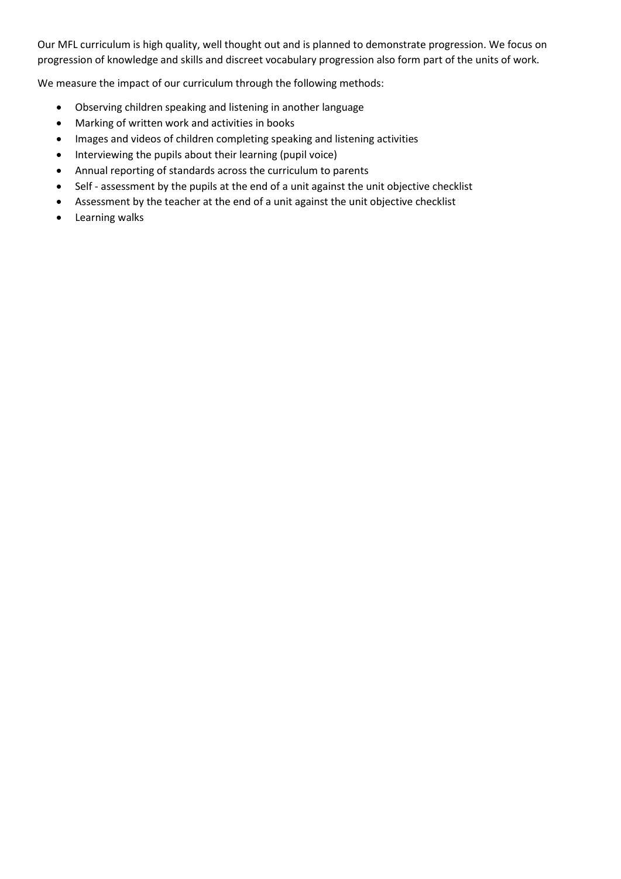Our MFL curriculum is high quality, well thought out and is planned to demonstrate progression. We focus on progression of knowledge and skills and discreet vocabulary progression also form part of the units of work.

We measure the impact of our curriculum through the following methods:

- Observing children speaking and listening in another language
- Marking of written work and activities in books
- Images and videos of children completing speaking and listening activities
- Interviewing the pupils about their learning (pupil voice)
- Annual reporting of standards across the curriculum to parents
- Self - assessment by the pupils at the end of a unit against the unit objective checklist
- Assessment by the teacher at the end of a unit against the unit objective checklist
- Learning walks